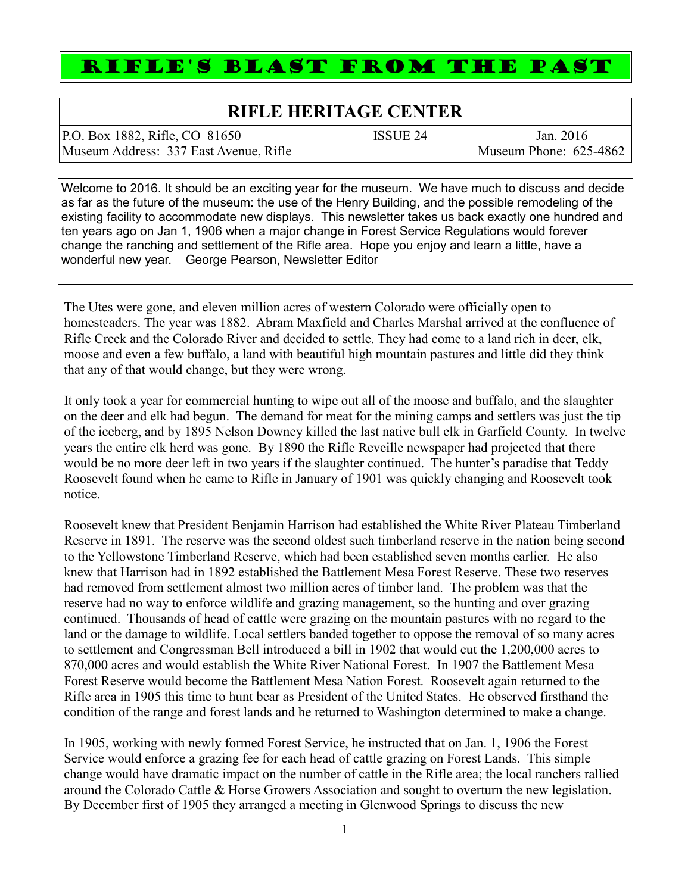# RIFLE'S BLAST FROM THE PAST

## RIFLE HERITAGE CENTER

P.O. Box 1882, Rifle, CO 81650 | ISSUE 24 | Jan. 2016
Museum Address: 337 East Avenue, Rifle | Museum Phone: 625-4862

Welcome to 2016. It should be an exciting year for the museum. We have much to discuss and decide as far as the future of the museum: the use of the Henry Building, and the possible remodeling of the existing facility to accommodate new displays. This newsletter takes us back exactly one hundred and ten years ago on Jan 1, 1906 when a major change in Forest Service Regulations would forever change the ranching and settlement of the Rifle area. Hope you enjoy and learn a little, have a wonderful new year. George Pearson, Newsletter Editor

The Utes were gone, and eleven million acres of western Colorado were officially open to homesteaders. The year was 1882. Abram Maxfield and Charles Marshal arrived at the confluence of Rifle Creek and the Colorado River and decided to settle. They had come to a land rich in deer, elk, moose and even a few buffalo, a land with beautiful high mountain pastures and little did they think that any of that would change, but they were wrong.

It only took a year for commercial hunting to wipe out all of the moose and buffalo, and the slaughter on the deer and elk had begun. The demand for meat for the mining camps and settlers was just the tip of the iceberg, and by 1895 Nelson Downey killed the last native bull elk in Garfield County. In twelve years the entire elk herd was gone. By 1890 the Rifle Reveille newspaper had projected that there would be no more deer left in two years if the slaughter continued. The hunter's paradise that Teddy Roosevelt found when he came to Rifle in January of 1901 was quickly changing and Roosevelt took notice.

Roosevelt knew that President Benjamin Harrison had established the White River Plateau Timberland Reserve in 1891. The reserve was the second oldest such timberland reserve in the nation being second to the Yellowstone Timberland Reserve, which had been established seven months earlier. He also knew that Harrison had in 1892 established the Battlement Mesa Forest Reserve. These two reserves had removed from settlement almost two million acres of timber land. The problem was that the reserve had no way to enforce wildlife and grazing management, so the hunting and over grazing continued. Thousands of head of cattle were grazing on the mountain pastures with no regard to the land or the damage to wildlife. Local settlers banded together to oppose the removal of so many acres to settlement and Congressman Bell introduced a bill in 1902 that would cut the 1,200,000 acres to 870,000 acres and would establish the White River National Forest. In 1907 the Battlement Mesa Forest Reserve would become the Battlement Mesa Nation Forest. Roosevelt again returned to the Rifle area in 1905 this time to hunt bear as President of the United States. He observed firsthand the condition of the range and forest lands and he returned to Washington determined to make a change.

In 1905, working with newly formed Forest Service, he instructed that on Jan. 1, 1906 the Forest Service would enforce a grazing fee for each head of cattle grazing on Forest Lands. This simple change would have dramatic impact on the number of cattle in the Rifle area; the local ranchers rallied around the Colorado Cattle & Horse Growers Association and sought to overturn the new legislation. By December first of 1905 they arranged a meeting in Glenwood Springs to discuss the new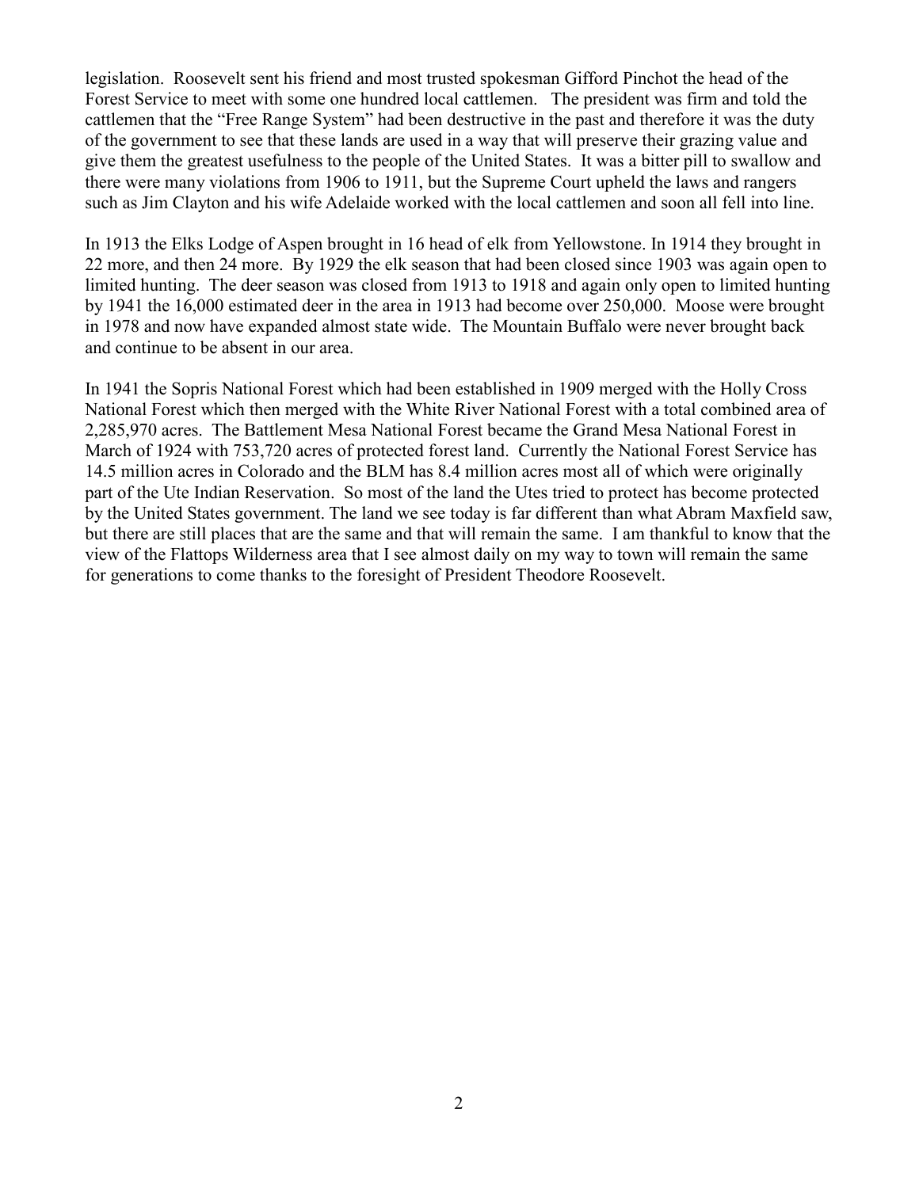legislation. Roosevelt sent his friend and most trusted spokesman Gifford Pinchot the head of the Forest Service to meet with some one hundred local cattlemen. The president was firm and told the cattlemen that the "Free Range System" had been destructive in the past and therefore it was the duty of the government to see that these lands are used in a way that will preserve their grazing value and give them the greatest usefulness to the people of the United States. It was a bitter pill to swallow and there were many violations from 1906 to 1911, but the Supreme Court upheld the laws and rangers such as Jim Clayton and his wife Adelaide worked with the local cattlemen and soon all fell into line.

In 1913 the Elks Lodge of Aspen brought in 16 head of elk from Yellowstone. In 1914 they brought in 22 more, and then 24 more. By 1929 the elk season that had been closed since 1903 was again open to limited hunting. The deer season was closed from 1913 to 1918 and again only open to limited hunting by 1941 the 16,000 estimated deer in the area in 1913 had become over 250,000. Moose were brought in 1978 and now have expanded almost state wide. The Mountain Buffalo were never brought back and continue to be absent in our area.

In 1941 the Sopris National Forest which had been established in 1909 merged with the Holly Cross National Forest which then merged with the White River National Forest with a total combined area of 2,285,970 acres. The Battlement Mesa National Forest became the Grand Mesa National Forest in March of 1924 with 753,720 acres of protected forest land. Currently the National Forest Service has 14.5 million acres in Colorado and the BLM has 8.4 million acres most all of which were originally part of the Ute Indian Reservation. So most of the land the Utes tried to protect has become protected by the United States government. The land we see today is far different than what Abram Maxfield saw, but there are still places that are the same and that will remain the same. I am thankful to know that the view of the Flattops Wilderness area that I see almost daily on my way to town will remain the same for generations to come thanks to the foresight of President Theodore Roosevelt.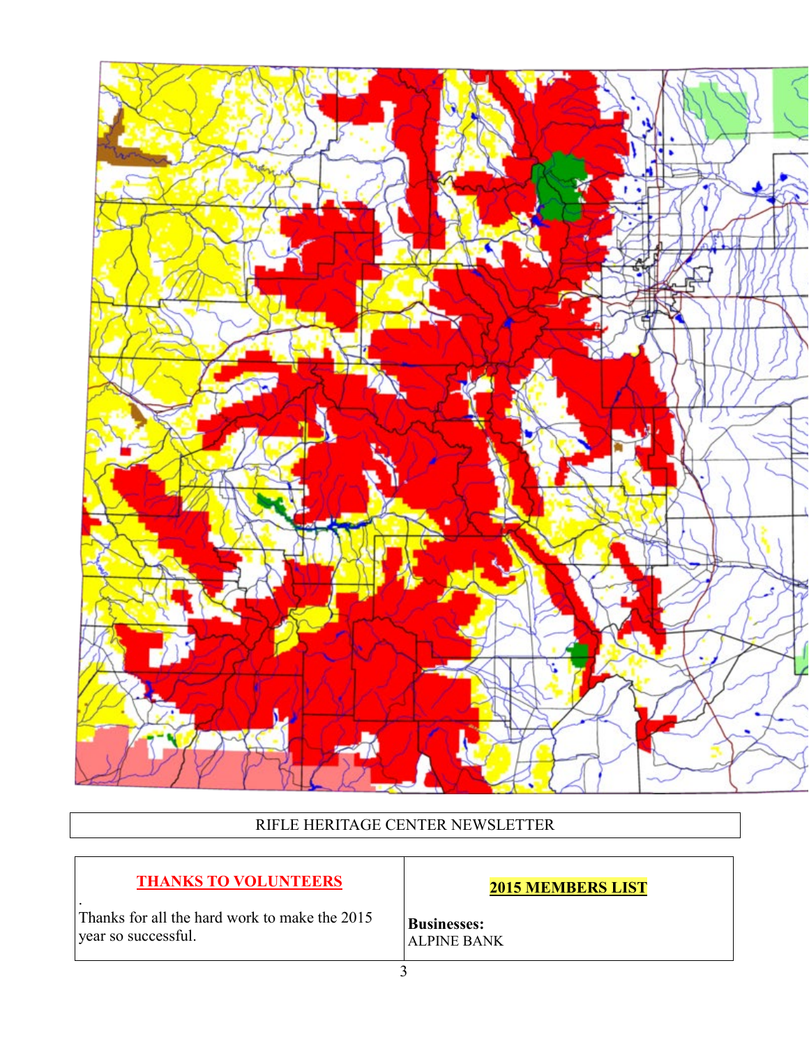RIFLE HERITAGE CENTER NEWSLETTER

## THANKS TO VOLUNTEERS

.
Thanks for all the hard work to make the 2015 year so successful.

## 2015 MEMBERS LIST

**Businesses:**
ALPINE BANK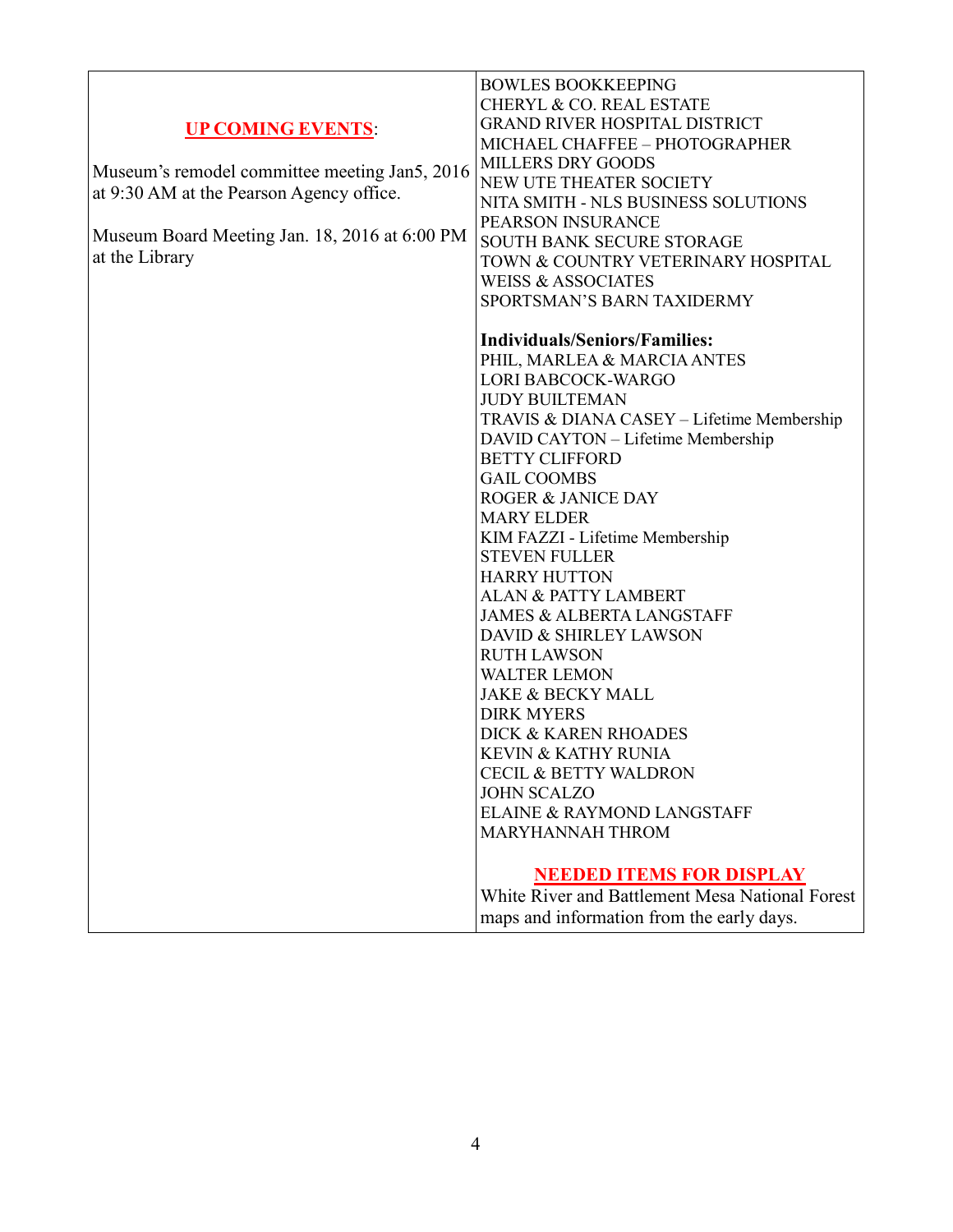## UP COMING EVENTS:

Museum's remodel committee meeting Jan5, 2016 at 9:30 AM at the Pearson Agency office.

Museum Board Meeting Jan. 18, 2016 at 6:00 PM at the Library

BOWLES BOOKKEEPING
CHERYL & CO. REAL ESTATE
GRAND RIVER HOSPITAL DISTRICT
MICHAEL CHAFFEE – PHOTOGRAPHER
MILLERS DRY GOODS
NEW UTE THEATER SOCIETY
NITA SMITH - NLS BUSINESS SOLUTIONS
PEARSON INSURANCE
SOUTH BANK SECURE STORAGE
TOWN & COUNTRY VETERINARY HOSPITAL
WEISS & ASSOCIATES
SPORTSMAN'S BARN TAXIDERMY

**Individuals/Seniors/Families:**

PHIL, MARLEA & MARCIA ANTES
LORI BABCOCK-WARGO
JUDY BUILTEMAN
TRAVIS & DIANA CASEY – Lifetime Membership
DAVID CAYTON – Lifetime Membership
BETTY CLIFFORD
GAIL COOMBS
ROGER & JANICE DAY
MARY ELDER
KIM FAZZI - Lifetime Membership
STEVEN FULLER
HARRY HUTTON
ALAN & PATTY LAMBERT
JAMES & ALBERTA LANGSTAFF
DAVID & SHIRLEY LAWSON
RUTH LAWSON
WALTER LEMON
JAKE & BECKY MALL
DIRK MYERS
DICK & KAREN RHOADES
KEVIN & KATHY RUNIA
CECIL & BETTY WALDRON
JOHN SCALZO
ELAINE & RAYMOND LANGSTAFF
MARYHANNAH THROM

## NEEDED ITEMS FOR DISPLAY

White River and Battlement Mesa National Forest maps and information from the early days.